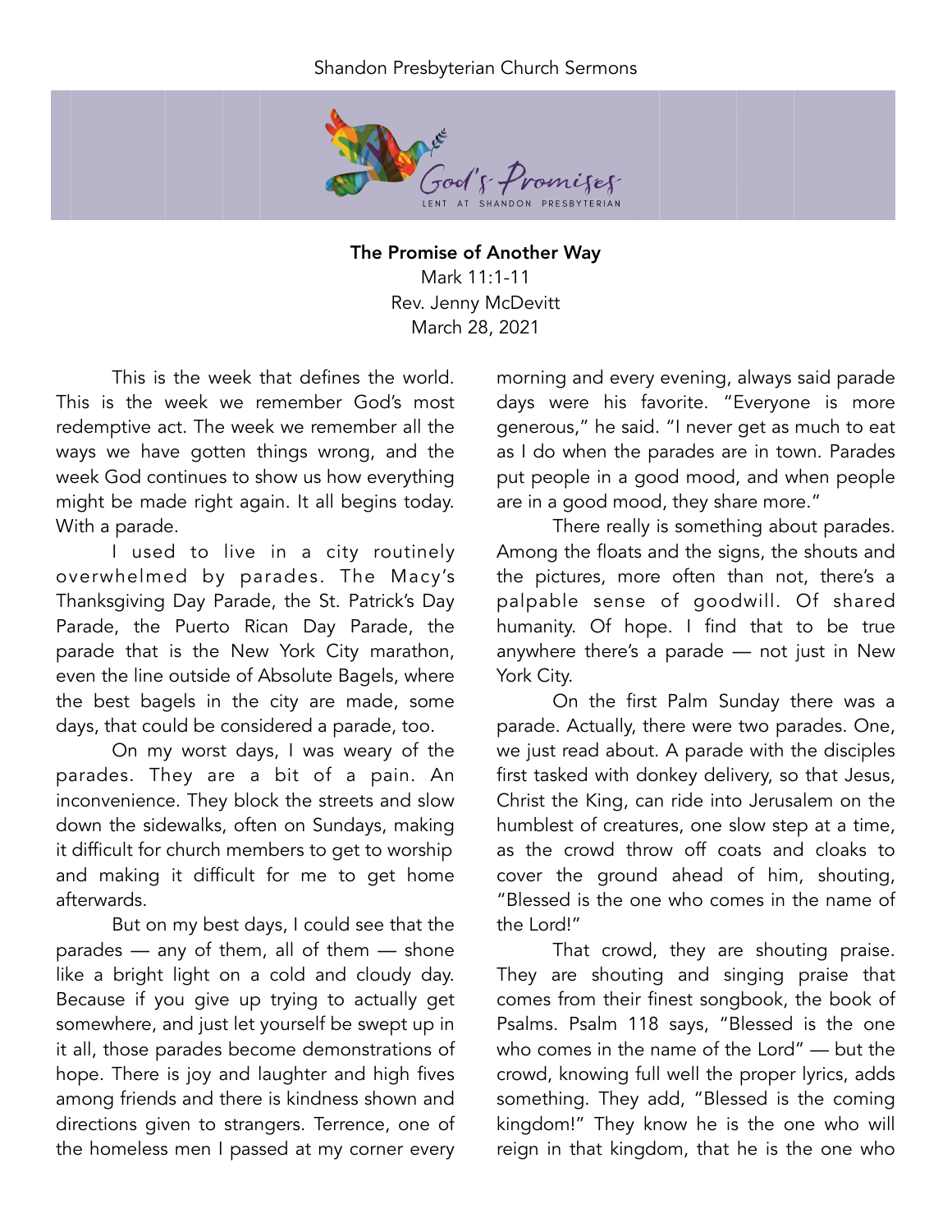# The Promise of Another Way

Mark 11:1-11
Rev. Jenny McDevitt
March 28, 2021

This is the week that defines the world. This is the week we remember God's most redemptive act. The week we remember all the ways we have gotten things wrong, and the week God continues to show us how everything might be made right again. It all begins today. With a parade.

I used to live in a city routinely overwhelmed by parades. The Macy's Thanksgiving Day Parade, the St. Patrick's Day Parade, the Puerto Rican Day Parade, the parade that is the New York City marathon, even the line outside of Absolute Bagels, where the best bagels in the city are made, some days, that could be considered a parade, too.

On my worst days, I was weary of the parades. They are a bit of a pain. An inconvenience. They block the streets and slow down the sidewalks, often on Sundays, making it difficult for church members to get to worship and making it difficult for me to get home afterwards.

But on my best days, I could see that the parades — any of them, all of them — shone like a bright light on a cold and cloudy day. Because if you give up trying to actually get somewhere, and just let yourself be swept up in it all, those parades become demonstrations of hope. There is joy and laughter and high fives among friends and there is kindness shown and directions given to strangers. Terrence, one of the homeless men I passed at my corner every morning and every evening, always said parade days were his favorite. "Everyone is more generous," he said. "I never get as much to eat as I do when the parades are in town. Parades put people in a good mood, and when people are in a good mood, they share more."

There really is something about parades. Among the floats and the signs, the shouts and the pictures, more often than not, there's a palpable sense of goodwill. Of shared humanity. Of hope. I find that to be true anywhere there's a parade — not just in New York City.

On the first Palm Sunday there was a parade. Actually, there were two parades. One, we just read about. A parade with the disciples first tasked with donkey delivery, so that Jesus, Christ the King, can ride into Jerusalem on the humblest of creatures, one slow step at a time, as the crowd throw off coats and cloaks to cover the ground ahead of him, shouting, "Blessed is the one who comes in the name of the Lord!"

That crowd, they are shouting praise. They are shouting and singing praise that comes from their finest songbook, the book of Psalms. Psalm 118 says, "Blessed is the one who comes in the name of the Lord" — but the crowd, knowing full well the proper lyrics, adds something. They add, "Blessed is the coming kingdom!" They know he is the one who will reign in that kingdom, that he is the one who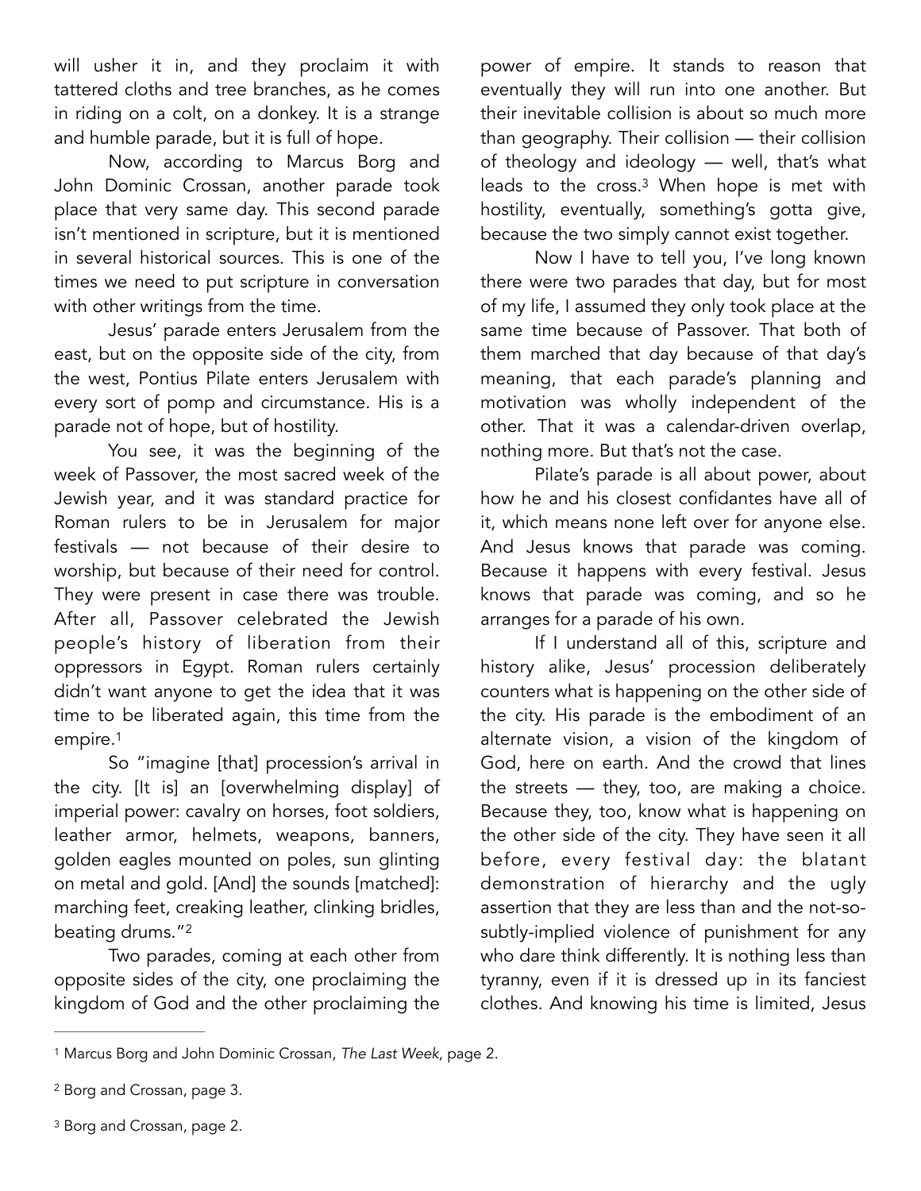will usher it in, and they proclaim it with tattered cloths and tree branches, as he comes in riding on a colt, on a donkey. It is a strange and humble parade, but it is full of hope.

Now, according to Marcus Borg and John Dominic Crossan, another parade took place that very same day. This second parade isn't mentioned in scripture, but it is mentioned in several historical sources. This is one of the times we need to put scripture in conversation with other writings from the time.

Jesus' parade enters Jerusalem from the east, but on the opposite side of the city, from the west, Pontius Pilate enters Jerusalem with every sort of pomp and circumstance. His is a parade not of hope, but of hostility.

You see, it was the beginning of the week of Passover, the most sacred week of the Jewish year, and it was standard practice for Roman rulers to be in Jerusalem for major festivals — not because of their desire to worship, but because of their need for control. They were present in case there was trouble. After all, Passover celebrated the Jewish people's history of liberation from their oppressors in Egypt. Roman rulers certainly didn't want anyone to get the idea that it was time to be liberated again, this time from the empire.[1]

So "imagine [that] procession's arrival in the city. [It is] an [overwhelming display] of imperial power: cavalry on horses, foot soldiers, leather armor, helmets, weapons, banners, golden eagles mounted on poles, sun glinting on metal and gold. [And] the sounds [matched]: marching feet, creaking leather, clinking bridles, beating drums."[2]

Two parades, coming at each other from opposite sides of the city, one proclaiming the kingdom of God and the other proclaiming the power of empire. It stands to reason that eventually they will run into one another. But their inevitable collision is about so much more than geography. Their collision — their collision of theology and ideology — well, that's what leads to the cross.[3] When hope is met with hostility, eventually, something's gotta give, because the two simply cannot exist together.

Now I have to tell you, I've long known there were two parades that day, but for most of my life, I assumed they only took place at the same time because of Passover. That both of them marched that day because of that day's meaning, that each parade's planning and motivation was wholly independent of the other. That it was a calendar-driven overlap, nothing more. But that's not the case.

Pilate's parade is all about power, about how he and his closest confidantes have all of it, which means none left over for anyone else. And Jesus knows that parade was coming. Because it happens with every festival. Jesus knows that parade was coming, and so he arranges for a parade of his own.

If I understand all of this, scripture and history alike, Jesus' procession deliberately counters what is happening on the other side of the city. His parade is the embodiment of an alternate vision, a vision of the kingdom of God, here on earth. And the crowd that lines the streets — they, too, are making a choice. Because they, too, know what is happening on the other side of the city. They have seen it all before, every festival day: the blatant demonstration of hierarchy and the ugly assertion that they are less than and the not-so-subtly-implied violence of punishment for any who dare think differently. It is nothing less than tyranny, even if it is dressed up in its fanciest clothes. And knowing his time is limited, Jesus

---

[1] Marcus Borg and John Dominic Crossan, *The Last Week*, page 2.

[2] Borg and Crossan, page 3.

[3] Borg and Crossan, page 2.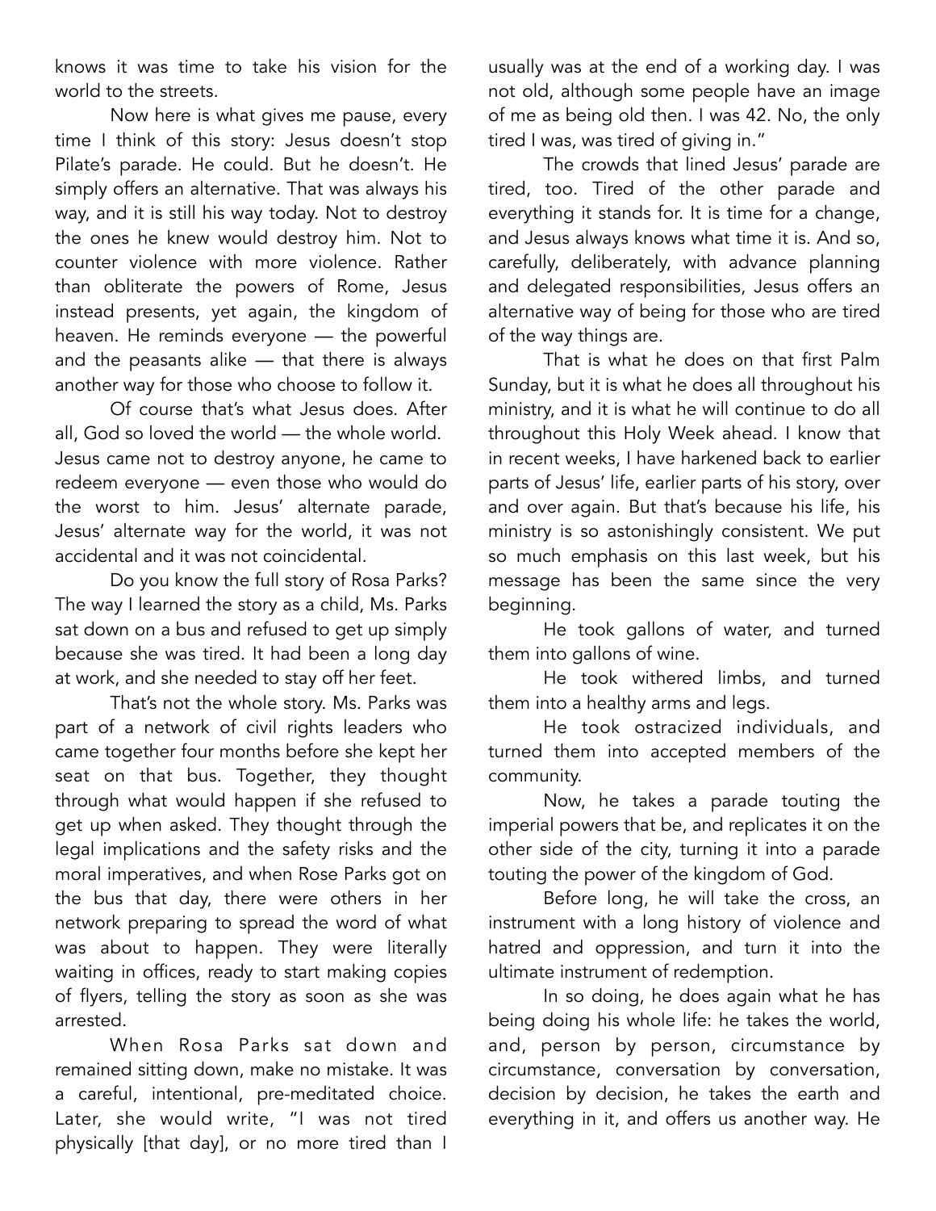knows it was time to take his vision for the world to the streets.

Now here is what gives me pause, every time I think of this story: Jesus doesn't stop Pilate's parade. He could. But he doesn't. He simply offers an alternative. That was always his way, and it is still his way today. Not to destroy the ones he knew would destroy him. Not to counter violence with more violence. Rather than obliterate the powers of Rome, Jesus instead presents, yet again, the kingdom of heaven. He reminds everyone — the powerful and the peasants alike — that there is always another way for those who choose to follow it.

Of course that's what Jesus does. After all, God so loved the world — the whole world. Jesus came not to destroy anyone, he came to redeem everyone — even those who would do the worst to him. Jesus' alternate parade, Jesus' alternate way for the world, it was not accidental and it was not coincidental.

Do you know the full story of Rosa Parks? The way I learned the story as a child, Ms. Parks sat down on a bus and refused to get up simply because she was tired. It had been a long day at work, and she needed to stay off her feet.

That's not the whole story. Ms. Parks was part of a network of civil rights leaders who came together four months before she kept her seat on that bus. Together, they thought through what would happen if she refused to get up when asked. They thought through the legal implications and the safety risks and the moral imperatives, and when Rose Parks got on the bus that day, there were others in her network preparing to spread the word of what was about to happen. They were literally waiting in offices, ready to start making copies of flyers, telling the story as soon as she was arrested.

When Rosa Parks sat down and remained sitting down, make no mistake. It was a careful, intentional, pre-meditated choice. Later, she would write, "I was not tired physically [that day], or no more tired than I usually was at the end of a working day. I was not old, although some people have an image of me as being old then. I was 42. No, the only tired I was, was tired of giving in."

The crowds that lined Jesus' parade are tired, too. Tired of the other parade and everything it stands for. It is time for a change, and Jesus always knows what time it is. And so, carefully, deliberately, with advance planning and delegated responsibilities, Jesus offers an alternative way of being for those who are tired of the way things are.

That is what he does on that first Palm Sunday, but it is what he does all throughout his ministry, and it is what he will continue to do all throughout this Holy Week ahead. I know that in recent weeks, I have harkened back to earlier parts of Jesus' life, earlier parts of his story, over and over again. But that's because his life, his ministry is so astonishingly consistent. We put so much emphasis on this last week, but his message has been the same since the very beginning.

He took gallons of water, and turned them into gallons of wine.

He took withered limbs, and turned them into a healthy arms and legs.

He took ostracized individuals, and turned them into accepted members of the community.

Now, he takes a parade touting the imperial powers that be, and replicates it on the other side of the city, turning it into a parade touting the power of the kingdom of God.

Before long, he will take the cross, an instrument with a long history of violence and hatred and oppression, and turn it into the ultimate instrument of redemption.

In so doing, he does again what he has being doing his whole life: he takes the world, and, person by person, circumstance by circumstance, conversation by conversation, decision by decision, he takes the earth and everything in it, and offers us another way. He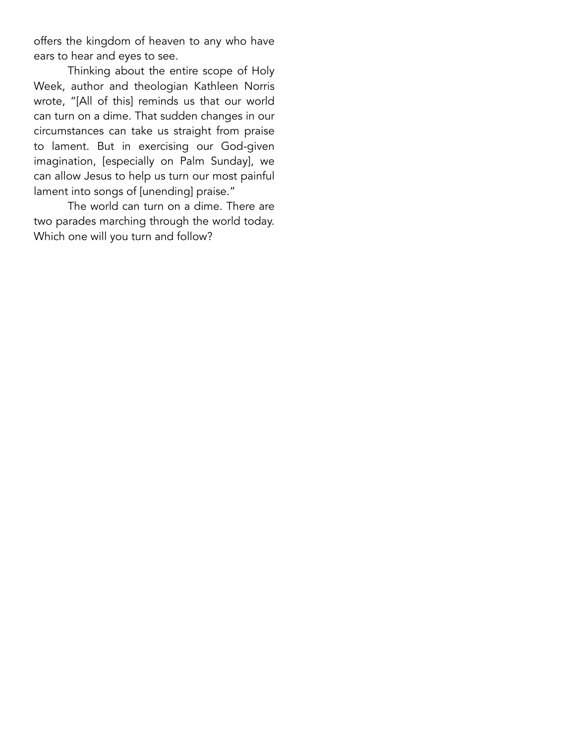offers the kingdom of heaven to any who have ears to hear and eyes to see.

Thinking about the entire scope of Holy Week, author and theologian Kathleen Norris wrote, "[All of this] reminds us that our world can turn on a dime. That sudden changes in our circumstances can take us straight from praise to lament. But in exercising our God-given imagination, [especially on Palm Sunday], we can allow Jesus to help us turn our most painful lament into songs of [unending] praise."

The world can turn on a dime. There are two parades marching through the world today. Which one will you turn and follow?